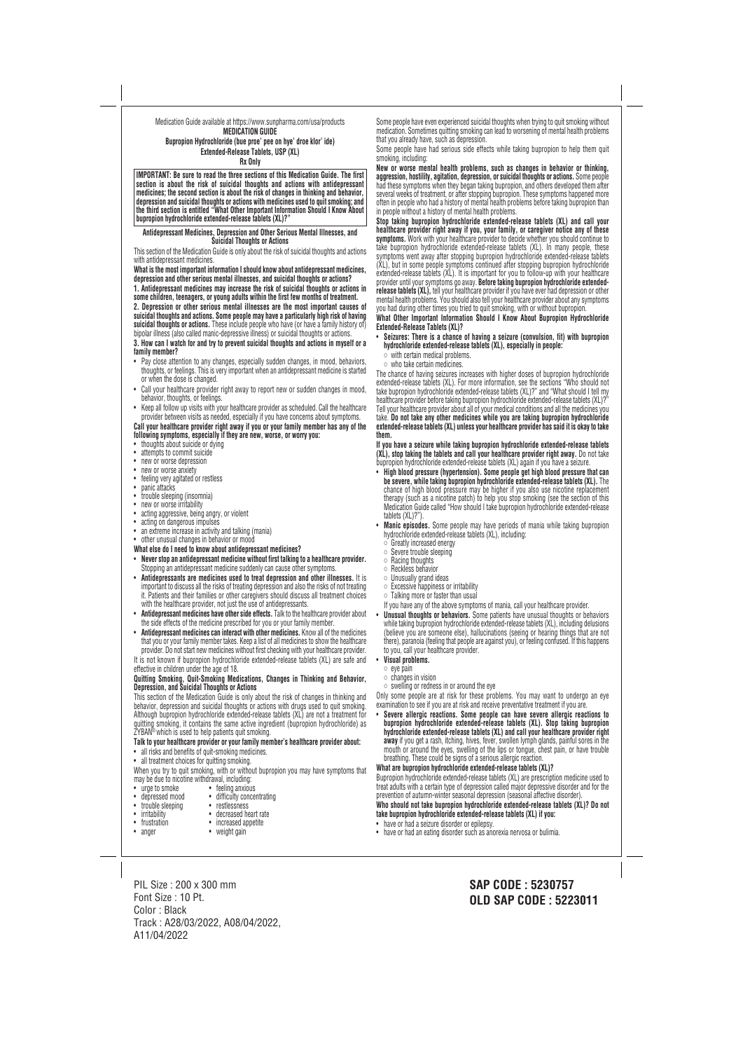Medication Guide available at https://www.sunpharma.com/usa/products

# MEDICATION GUIDE

## Bupropion Hydrochloride (bue proe' pee on hye' droe klor' ide) Extended-Release Tablets, USP (XL)

**Rx Only**

**IMPORTANT: Be sure to read the three sections of this Medication Guide. The first section is about the risk of suicidal thoughts and actions with antidepressant medicines; the second section is about the risk of changes in thinking and behavior, depression and suicidal thoughts or actions with medicines used to quit smoking; and the third section is entitled "What Other Important Information Should I Know About bupropion hydrochloride extended-release tablets (XL)?"**

### Antidepressant Medicines, Depression and Other Serious Mental Illnesses, and Suicidal Thoughts or Actions

This section of the Medication Guide is only about the risk of suicidal thoughts and actions with antidepressant medicines.

**What is the most important information I should know about antidepressant medicines, depression and other serious mental illnesses, and suicidal thoughts or actions?**

**1. Antidepressant medicines may increase the risk of suicidal thoughts or actions in some children, teenagers, or young adults within the first few months of treatment.**

**2. Depression or other serious mental illnesses are the most important causes of suicidal thoughts and actions. Some people may have a particularly high risk of having suicidal thoughts or actions.** These include people who have (or have a family history of) bipolar illness (also called manic-depressive illness) or suicidal thoughts or actions.

**3. How can I watch for and try to prevent suicidal thoughts and actions in myself or a family member?**

- Pay close attention to any changes, especially sudden changes, in mood, behaviors, thoughts, or feelings. This is very important when an antidepressant medicine is started or when the dose is changed.
- Call your healthcare provider right away to report new or sudden changes in mood, behavior, thoughts, or feelings.
- Keep all follow up visits with your healthcare provider as scheduled. Call the healthcare provider between visits as needed, especially if you have concerns about symptoms.

**Call your healthcare provider right away if you or your family member has any of the following symptoms, especially if they are new, worse, or worry you:**

- thoughts about suicide or dying
- attempts to commit suicide
- new or worse depression
- new or worse anxiety
- feeling very agitated or restless
- panic attacks
- trouble sleeping (insomnia)
- new or worse irritability
- acting aggressive, being angry, or violent
- acting on dangerous impulses
- an extreme increase in activity and talking (mania)
- other unusual changes in behavior or mood

**What else do I need to know about antidepressant medicines?**

- **Never stop an antidepressant medicine without first talking to a healthcare provider.** Stopping an antidepressant medicine suddenly can cause other symptoms.
- **Antidepressants are medicines used to treat depression and other illnesses.** It is important to discuss all the risks of treating depression and also the risks of not treating it. Patients and their families or other caregivers should discuss all treatment choices with the healthcare provider, not just the use of antidepressants.
- **Antidepressant medicines have other side effects.** Talk to the healthcare provider about the side effects of the medicine prescribed for you or your family member.
- **Antidepressant medicines can interact with other medicines.** Know all of the medicines that you or your family member takes. Keep a list of all medicines to show the healthcare provider. Do not start new medicines without first checking with your healthcare provider.

It is not known if bupropion hydrochloride extended-release tablets (XL) are safe and effective in children under the age of 18.

### Quitting Smoking, Quit-Smoking Medications, Changes in Thinking and Behavior, Depression, and Suicidal Thoughts or Actions

This section of the Medication Guide is only about the risk of changes in thinking and behavior, depression and suicidal thoughts or actions with drugs used to quit smoking. Although bupropion hydrochloride extended-release tablets (XL) are not a treatment for quitting smoking, it contains the same active ingredient (bupropion hydrochloride) as ZYBAN® which is used to help patients quit smoking.

**Talk to your healthcare provider or your family member's healthcare provider about:**

- all risks and benefits of quit-smoking medicines.
- all treatment choices for quitting smoking.

When you try to quit smoking, with or without bupropion you may have symptoms that may be due to nicotine withdrawal, including:

- urge to smoke
- depressed mood
- trouble sleeping
- irritability
- frustration
- anger
- feeling anxious
- difficulty concentrating
- restlessness
- decreased heart rate
- increased appetite
- weight gain

Some people have even experienced suicidal thoughts when trying to quit smoking without medication. Sometimes quitting smoking can lead to worsening of mental health problems that you already have, such as depression.

Some people have had serious side effects while taking bupropion to help them quit smoking, including:

**New or worse mental health problems, such as changes in behavior or thinking, aggression, hostility, agitation, depression, or suicidal thoughts or actions.** Some people had these symptoms when they began taking bupropion, and others developed them after several weeks of treatment, or after stopping bupropion. These symptoms happened more often in people who had a history of mental health problems before taking bupropion than in people without a history of mental health problems.

**Stop taking bupropion hydrochloride extended-release tablets (XL) and call your healthcare provider right away if you, your family, or caregiver notice any of these symptoms.** Work with your healthcare provider to decide whether you should continue to take bupropion hydrochloride extended-release tablets (XL). In many people, these symptoms went away after stopping bupropion hydrochloride extended-release tablets (XL), but in some people symptoms continued after stopping bupropion hydrochloride extended-release tablets (XL). It is important for you to follow-up with your healthcare provider until your symptoms go away. **Before taking bupropion hydrochloride extended-release tablets (XL),** tell your healthcare provider if you have ever had depression or other mental health problems. You should also tell your healthcare provider about any symptoms you had during other times you tried to quit smoking, with or without bupropion.

### What Other Important Information Should I Know About Bupropion Hydrochloride Extended-Release Tablets (XL)?

- **Seizures: There is a chance of having a seizure (convulsion, fit) with bupropion hydrochloride extended-release tablets (XL), especially in people:**
  - with certain medical problems.
  - who take certain medicines.

The chance of having seizures increases with higher doses of bupropion hydrochloride extended-release tablets (XL). For more information, see the sections "Who should not take bupropion hydrochloride extended-release tablets (XL)?" and "What should I tell my healthcare provider before taking bupropion hydrochloride extended-release tablets (XL)?" Tell your healthcare provider about all of your medical conditions and all the medicines you take. **Do not take any other medicines while you are taking bupropion hydrochloride extended-release tablets (XL) unless your healthcare provider has said it is okay to take them.**

**If you have a seizure while taking bupropion hydrochloride extended-release tablets (XL), stop taking the tablets and call your healthcare provider right away.** Do not take bupropion hydrochloride extended-release tablets (XL) again if you have a seizure.

- **High blood pressure (hypertension). Some people get high blood pressure that can be severe, while taking bupropion hydrochloride extended-release tablets (XL).** The chance of high blood pressure may be higher if you also use nicotine replacement therapy (such as a nicotine patch) to help you stop smoking (see the section of this Medication Guide called "How should I take bupropion hydrochloride extended-release tablets (XL)?").
- **Manic episodes.** Some people may have periods of mania while taking bupropion hydrochloride extended-release tablets (XL), including:
  - Greatly increased energy
  - Severe trouble sleeping
  - Racing thoughts
  - Reckless behavior
  - Unusually grand ideas
  - Excessive happiness or irritability
  - Talking more or faster than usual

  If you have any of the above symptoms of mania, call your healthcare provider.
- **Unusual thoughts or behaviors.** Some patients have unusual thoughts or behaviors while taking bupropion hydrochloride extended-release tablets (XL), including delusions (believe you are someone else), hallucinations (seeing or hearing things that are not there), paranoia (feeling that people are against you), or feeling confused. If this happens to you, call your healthcare provider.
- **Visual problems.**
  - eye pain
  - changes in vision
  - swelling or redness in or around the eye

Only some people are at risk for these problems. You may want to undergo an eye examination to see if you are at risk and receive preventative treatment if you are.

- **Severe allergic reactions. Some people can have severe allergic reactions to bupropion hydrochloride extended-release tablets (XL). Stop taking bupropion hydrochloride extended-release tablets (XL) and call your healthcare provider right away** if you get a rash, itching, hives, fever, swollen lymph glands, painful sores in the mouth or around the eyes, swelling of the lips or tongue, chest pain, or have trouble breathing. These could be signs of a serious allergic reaction.

**What are bupropion hydrochloride extended-release tablets (XL)?**

Bupropion hydrochloride extended-release tablets (XL) are prescription medicine used to treat adults with a certain type of depression called major depressive disorder and for the prevention of autumn-winter seasonal depression (seasonal affective disorder).

**Who should not take bupropion hydrochloride extended-release tablets (XL)? Do not take bupropion hydrochloride extended-release tablets (XL) if you:**

- have or had a seizure disorder or epilepsy.
- have or had an eating disorder such as anorexia nervosa or bulimia.

PIL Size : 200 x 300 mm
Font Size : 10 Pt.
Color : Black
Track : A28/03/2022, A08/04/2022, A11/04/2022

**SAP CODE : 5230757**
**OLD SAP CODE : 5223011**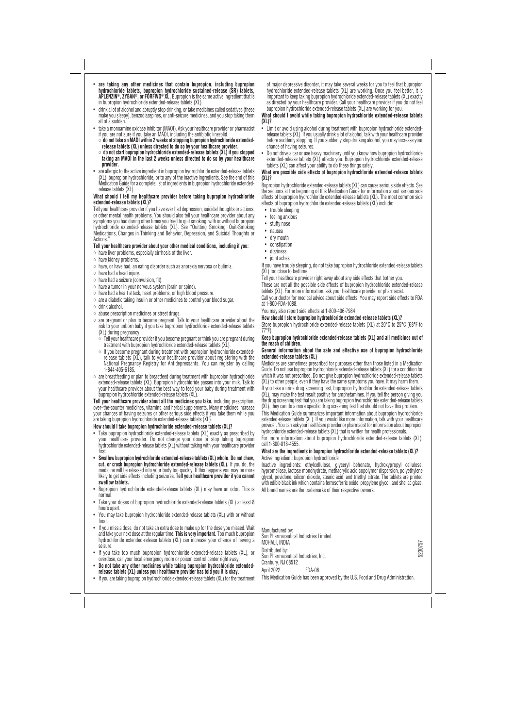- **are taking any other medicines that contain bupropion, including bupropion hydrochloride tablets, bupropion hydrochloride sustained-release (SR) tablets, APLENZIN®, ZYBAN®, or FORFIVO® XL.** Bupropion is the same active ingredient that is in bupropion hydrochloride extended-release tablets (XL).
- drink a lot of alcohol and abruptly stop drinking, or take medicines called sedatives (these make you sleepy), benzodiazepines, or anti-seizure medicines, and you stop taking them all of a sudden.
- take a monoamine oxidase inhibitor (MAOI). Ask your healthcare provider or pharmacist if you are not sure if you take an MAOI, including the antibiotic linezolid.
  - **do not take an MAOI within 2 weeks of stopping bupropion hydrochloride extended-release tablets (XL) unless directed to do so by your healthcare provider.**
  - **do not start bupropion hydrochloride extended-release tablets (XL) if you stopped taking an MAOI in the last 2 weeks unless directed to do so by your healthcare provider.**
- are allergic to the active ingredient in bupropion hydrochloride extended-release tablets (XL), bupropion hydrochloride, or to any of the inactive ingredients. See the end of this Medication Guide for a complete list of ingredients in bupropion hydrochloride extended-release tablets (XL).

**What should I tell my healthcare provider before taking bupropion hydrochloride extended-release tablets (XL)?**

Tell your healthcare provider if you have ever had depression, suicidal thoughts or actions, or other mental health problems. You should also tell your healthcare provider about any symptoms you had during other times you tried to quit smoking, with or without bupropion hydrochloride extended-release tablets (XL). See "Quitting Smoking, Quit-Smoking Medications, Changes in Thinking and Behavior, Depression, and Suicidal Thoughts or Actions."

**Tell your healthcare provider about your other medical conditions, including if you:**

- have liver problems, especially cirrhosis of the liver.
- have kidney problems.
- have, or have had, an eating disorder such as anorexia nervosa or bulimia.
- have had a head injury.
- have had a seizure (convulsion, fit).
- have a tumor in your nervous system (brain or spine).
- have had a heart attack, heart problems, or high blood pressure.
- are a diabetic taking insulin or other medicines to control your blood sugar.
- drink alcohol.
- abuse prescription medicines or street drugs.
- are pregnant or plan to become pregnant. Talk to your healthcare provider about the risk to your unborn baby if you take bupropion hydrochloride extended-release tablets (XL) during pregnancy.
  - Tell your healthcare provider if you become pregnant or think you are pregnant during treatment with bupropion hydrochloride extended-release tablets (XL).
  - If you become pregnant during treatment with bupropion hydrochloride extended-release tablets (XL), talk to your healthcare provider about registering with the National Pregnancy Registry for Antidepressants. You can register by calling 1-844-405-6185.
- are breastfeeding or plan to breastfeed during treatment with bupropion hydrochloride extended-release tablets (XL). Bupropion hydrochloride passes into your milk. Talk to your healthcare provider about the best way to feed your baby during treatment with bupropion hydrochloride extended-release tablets (XL).

**Tell your healthcare provider about all the medicines you take,** including prescription, over-the-counter medicines, vitamins, and herbal supplements. Many medicines increase your chances of having seizures or other serious side effects if you take them while you are taking bupropion hydrochloride extended-release tablets (XL).

**How should I take bupropion hydrochloride extended-release tablets (XL)?**

- Take bupropion hydrochloride extended-release tablets (XL) exactly as prescribed by your healthcare provider. Do not change your dose or stop taking bupropion hydrochloride extended-release tablets (XL) without talking with your healthcare provider first.
- **Swallow bupropion hydrochloride extended-release tablets (XL) whole. Do not chew, cut, or crush bupropion hydrochloride extended-release tablets (XL).** If you do, the medicine will be released into your body too quickly. If this happens you may be more likely to get side effects including seizures. **Tell your healthcare provider if you cannot swallow tablets.**
- Bupropion hydrochloride extended-release tablets (XL) may have an odor. This is normal.
- Take your doses of bupropion hydrochloride extended-release tablets (XL) at least 8 hours apart.
- You may take bupropion hydrochloride extended-release tablets (XL) with or without food.
- If you miss a dose, do not take an extra dose to make up for the dose you missed. Wait and take your next dose at the regular time. **This is very important.** Too much bupropion hydrochloride extended-release tablets (XL) can increase your chance of having a seizure.
- If you take too much bupropion hydrochloride extended-release tablets (XL), or overdose, call your local emergency room or poison control center right away.
- **Do not take any other medicines while taking bupropion hydrochloride extended-release tablets (XL) unless your healthcare provider has told you it is okay.**
- If you are taking bupropion hydrochloride extended-release tablets (XL) for the treatment of major depressive disorder, it may take several weeks for you to feel that bupropion hydrochloride extended-release tablets (XL) are working. Once you feel better, it is important to keep taking bupropion hydrochloride extended-release tablets (XL) exactly as directed by your healthcare provider. Call your healthcare provider if you do not feel bupropion hydrochloride extended-release tablets (XL) are working for you.

**What should I avoid while taking bupropion hydrochloride extended-release tablets (XL)?**

- Limit or avoid using alcohol during treatment with bupropion hydrochloride extended-release tablets (XL). If you usually drink a lot of alcohol, talk with your healthcare provider before suddenly stopping. If you suddenly stop drinking alcohol, you may increase your chance of having seizures.
- Do not drive a car or use heavy machinery until you know how bupropion hydrochloride extended-release tablets (XL) affects you. Bupropion hydrochloride extended-release tablets (XL) can affect your ability to do these things safely.

**What are possible side effects of bupropion hydrochloride extended-release tablets (XL)?**

Bupropion hydrochloride extended-release tablets (XL) can cause serious side effects. See the sections at the beginning of this Medication Guide for information about serious side effects of bupropion hydrochloride extended-release tablets (XL). The most common side effects of bupropion hydrochloride extended-release tablets (XL) include:

- trouble sleeping
- feeling anxious
- stuffy nose
- nausea
- dry mouth
- constipation
- dizziness
- joint aches

If you have trouble sleeping, do not take bupropion hydrochloride extended-release tablets (XL) too close to bedtime.

Tell your healthcare provider right away about any side effects that bother you.

These are not all the possible side effects of bupropion hydrochloride extended-release tablets (XL). For more information, ask your healthcare provider or pharmacist.

Call your doctor for medical advice about side effects. You may report side effects to FDA at 1-800-FDA-1088.

You may also report side effects at 1-800-406-7984

**How should I store bupropion hydrochloride extended-release tablets (XL)?**

Store bupropion hydrochloride extended-release tablets (XL) at 20°C to 25°C (68°F to 77°F).

**Keep bupropion hydrochloride extended-release tablets (XL) and all medicines out of the reach of children.**

**General information about the safe and effective use of bupropion hydrochloride extended-release tablets (XL)**

Medicines are sometimes prescribed for purposes other than those listed in a Medication Guide. Do not use bupropion hydrochloride extended-release tablets (XL) for a condition for which it was not prescribed. Do not give bupropion hydrochloride extended-release tablets (XL) to other people, even if they have the same symptoms you have. It may harm them.

If you take a urine drug screening test, bupropion hydrochloride extended-release tablets (XL), may make the test result positive for amphetamines. If you tell the person giving you the drug screening test that you are taking bupropion hydrochloride extended-release tablets (XL), they can do a more specific drug screening test that should not have this problem.

This Medication Guide summarizes important information about bupropion hydrochloride extended-release tablets (XL). If you would like more information, talk with your healthcare provider. You can ask your healthcare provider or pharmacist for information about bupropion hydrochloride extended-release tablets (XL) that is written for health professionals.

For more information about bupropion hydrochloride extended-release tablets (XL), call 1-800-818-4555.

**What are the ingredients in bupropion hydrochloride extended-release tablets (XL)?**

Active ingredient: bupropion hydrochloride

Inactive ingredients: ethylcellulose, glyceryl behenate, hydroxypropyl cellulose, hypromellose, lactose monohydrate, methacrylic acid copolymer dispersion, polyethylene glycol, povidone, silicon dioxide, stearic acid, and triethyl citrate. The tablets are printed with edible black ink which contains ferrosoferric oxide, propylene glycol, and shellac glaze.

All brand names are the trademarks of their respective owners.

Manufactured by:
Sun Pharmaceutical Industries Limited
MOHALI, INDIA

Distributed by:
Sun Pharmaceutical Industries, Inc.
Cranbury, NJ 08512

April 2022 FDA-06

This Medication Guide has been approved by the U.S. Food and Drug Administration.

5230757